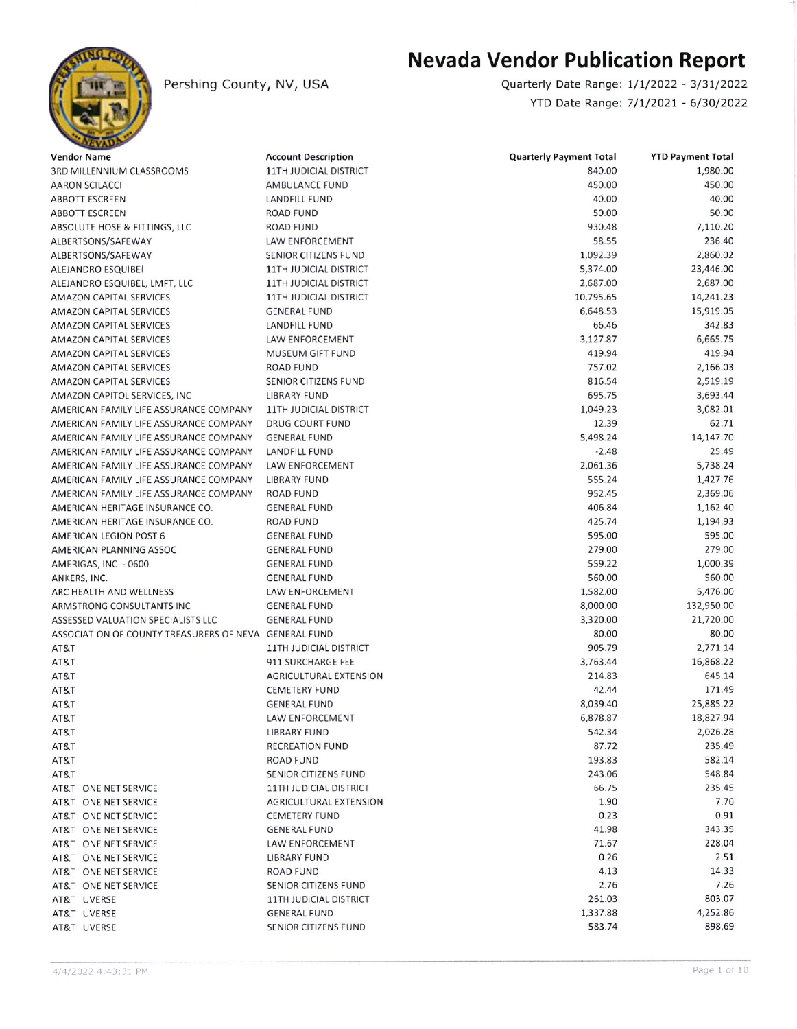# Nevada Vendor Publication Report

Pershing County, NV, USA

Quarterly Date Range: 1/1/2022 - 3/31/2022

YTD Date Range: 7/1/2021 - 6/30/2022

| Vendor Name | Account Description | Quarterly Payment Total | YTD Payment Total |
|---|---|---|---|
| 3RD MILLENNIUM CLASSROOMS | 11TH JUDICIAL DISTRICT | 840.00 | 1,980.00 |
| AARON SCILACCI | AMBULANCE FUND | 450.00 | 450.00 |
| ABBOTT ESCREEN | LANDFILL FUND | 40.00 | 40.00 |
| ABBOTT ESCREEN | ROAD FUND | 50.00 | 50.00 |
| ABSOLUTE HOSE & FITTINGS, LLC | ROAD FUND | 930.48 | 7,110.20 |
| ALBERTSONS/SAFEWAY | LAW ENFORCEMENT | 58.55 | 236.40 |
| ALBERTSONS/SAFEWAY | SENIOR CITIZENS FUND | 1,092.39 | 2,860.02 |
| ALEJANDRO ESQUIBEI | 11TH JUDICIAL DISTRICT | 5,374.00 | 23,446.00 |
| ALEJANDRO ESQUIBEL, LMFT, LLC | 11TH JUDICIAL DISTRICT | 2,687.00 | 2,687.00 |
| AMAZON CAPITAL SERVICES | 11TH JUDICIAL DISTRICT | 10,795.65 | 14,241.23 |
| AMAZON CAPITAL SERVICES | GENERAL FUND | 6,648.53 | 15,919.05 |
| AMAZON CAPITAL SERVICES | LANDFILL FUND | 66.46 | 342.83 |
| AMAZON CAPITAL SERVICES | LAW ENFORCEMENT | 3,127.87 | 6,665.75 |
| AMAZON CAPITAL SERVICES | MUSEUM GIFT FUND | 419.94 | 419.94 |
| AMAZON CAPITAL SERVICES | ROAD FUND | 757.02 | 2,166.03 |
| AMAZON CAPITAL SERVICES | SENIOR CITIZENS FUND | 816.54 | 2,519.19 |
| AMAZON CAPITOL SERVICES, INC | LIBRARY FUND | 695.75 | 3,693.44 |
| AMERICAN FAMILY LIFE ASSURANCE COMPANY | 11TH JUDICIAL DISTRICT | 1,049.23 | 3,082.01 |
| AMERICAN FAMILY LIFE ASSURANCE COMPANY | DRUG COURT FUND | 12.39 | 62.71 |
| AMERICAN FAMILY LIFE ASSURANCE COMPANY | GENERAL FUND | 5,498.24 | 14,147.70 |
| AMERICAN FAMILY LIFE ASSURANCE COMPANY | LANDFILL FUND | -2.48 | 25.49 |
| AMERICAN FAMILY LIFE ASSURANCE COMPANY | LAW ENFORCEMENT | 2,061.36 | 5,738.24 |
| AMERICAN FAMILY LIFE ASSURANCE COMPANY | LIBRARY FUND | 555.24 | 1,427.76 |
| AMERICAN FAMILY LIFE ASSURANCE COMPANY | ROAD FUND | 952.45 | 2,369.06 |
| AMERICAN HERITAGE INSURANCE CO. | GENERAL FUND | 406.84 | 1,162.40 |
| AMERICAN HERITAGE INSURANCE CO. | ROAD FUND | 425.74 | 1,194.93 |
| AMERICAN LEGION POST 6 | GENERAL FUND | 595.00 | 595.00 |
| AMERICAN PLANNING ASSOC | GENERAL FUND | 279.00 | 279.00 |
| AMERIGAS, INC. - 0600 | GENERAL FUND | 559.22 | 1,000.39 |
| ANKERS, INC. | GENERAL FUND | 560.00 | 560.00 |
| ARC HEALTH AND WELLNESS | LAW ENFORCEMENT | 1,582.00 | 5,476.00 |
| ARMSTRONG CONSULTANTS INC | GENERAL FUND | 8,000.00 | 132,950.00 |
| ASSESSED VALUATION SPECIALISTS LLC | GENERAL FUND | 3,320.00 | 21,720.00 |
| ASSOCIATION OF COUNTY TREASURERS OF NEVA | GENERAL FUND | 80.00 | 80.00 |
| AT&T | 11TH JUDICIAL DISTRICT | 905.79 | 2,771.14 |
| AT&T | 911 SURCHARGE FEE | 3,763.44 | 16,868.22 |
| AT&T | AGRICULTURAL EXTENSION | 214.83 | 645.14 |
| AT&T | CEMETERY FUND | 42.44 | 171.49 |
| AT&T | GENERAL FUND | 8,039.40 | 25,885.22 |
| AT&T | LAW ENFORCEMENT | 6,878.87 | 18,827.94 |
| AT&T | LIBRARY FUND | 542.34 | 2,026.28 |
| AT&T | RECREATION FUND | 87.72 | 235.49 |
| AT&T | ROAD FUND | 193.83 | 582.14 |
| AT&T | SENIOR CITIZENS FUND | 243.06 | 548.84 |
| AT&T ONE NET SERVICE | 11TH JUDICIAL DISTRICT | 66.75 | 235.45 |
| AT&T ONE NET SERVICE | AGRICULTURAL EXTENSION | 1.90 | 7.76 |
| AT&T ONE NET SERVICE | CEMETERY FUND | 0.23 | 0.91 |
| AT&T ONE NET SERVICE | GENERAL FUND | 41.98 | 343.35 |
| AT&T ONE NET SERVICE | LAW ENFORCEMENT | 71.67 | 228.04 |
| AT&T ONE NET SERVICE | LIBRARY FUND | 0.26 | 2.51 |
| AT&T ONE NET SERVICE | ROAD FUND | 4.13 | 14.33 |
| AT&T ONE NET SERVICE | SENIOR CITIZENS FUND | 2.76 | 7.26 |
| AT&T UVERSE | 11TH JUDICIAL DISTRICT | 261.03 | 803.07 |
| AT&T UVERSE | GENERAL FUND | 1,337.88 | 4,252.86 |
| AT&T UVERSE | SENIOR CITIZENS FUND | 583.74 | 898.69 |

4/4/2022 4:43:31 PM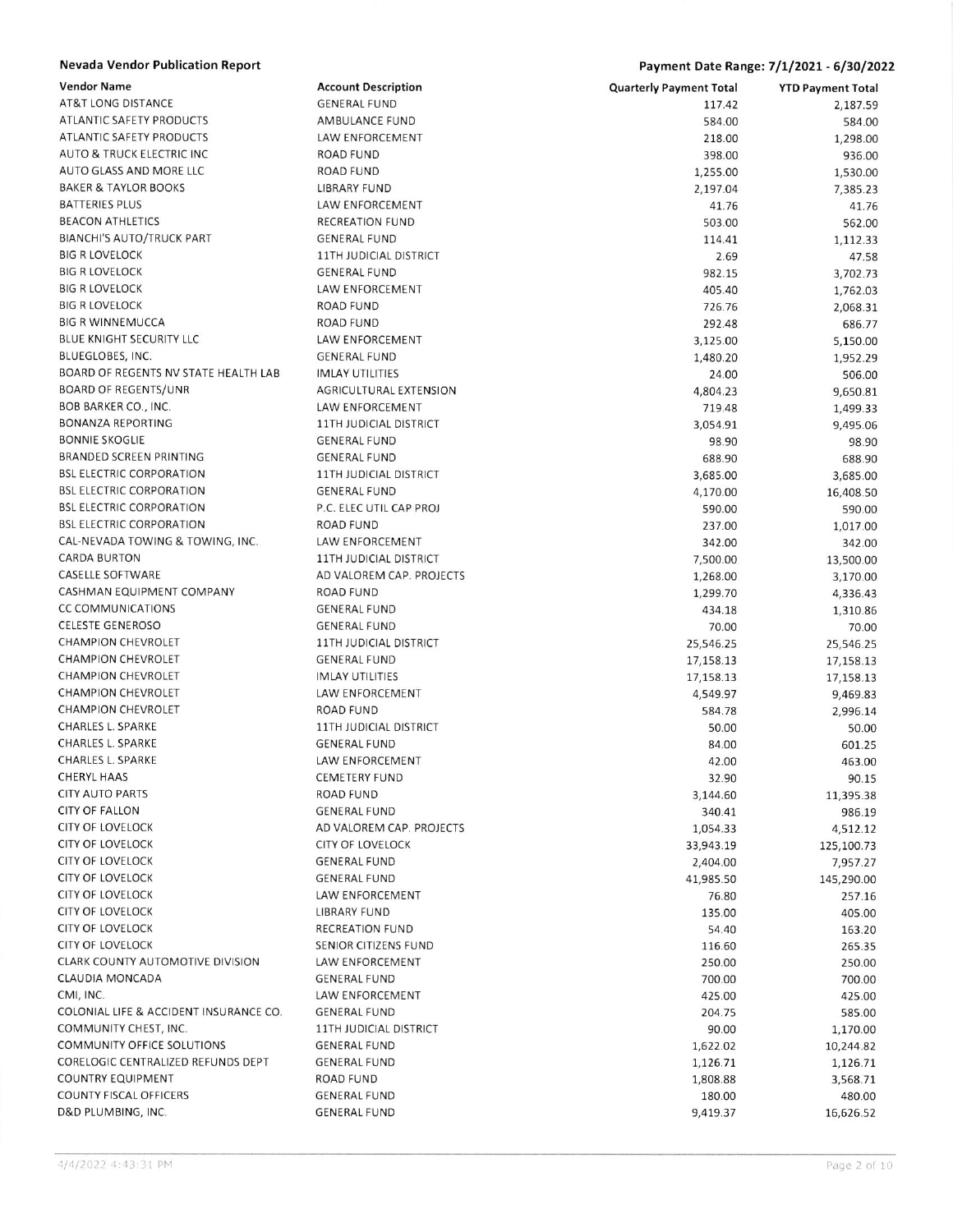**Nevada Vendor Publication Report** — **Payment Date Range: 7/1/2021 - 6/30/2022**

| Vendor Name | Account Description | Quarterly Payment Total | YTD Payment Total |
|---|---|---|---|
| AT&T LONG DISTANCE | GENERAL FUND | 117.42 | 2,187.59 |
| ATLANTIC SAFETY PRODUCTS | AMBULANCE FUND | 584.00 | 584.00 |
| ATLANTIC SAFETY PRODUCTS | LAW ENFORCEMENT | 218.00 | 1,298.00 |
| AUTO & TRUCK ELECTRIC INC | ROAD FUND | 398.00 | 936.00 |
| AUTO GLASS AND MORE LLC | ROAD FUND | 1,255.00 | 1,530.00 |
| BAKER & TAYLOR BOOKS | LIBRARY FUND | 2,197.04 | 7,385.23 |
| BATTERIES PLUS | LAW ENFORCEMENT | 41.76 | 41.76 |
| BEACON ATHLETICS | RECREATION FUND | 503.00 | 562.00 |
| BIANCHI'S AUTO/TRUCK PART | GENERAL FUND | 114.41 | 1,112.33 |
| BIG R LOVELOCK | 11TH JUDICIAL DISTRICT | 2.69 | 47.58 |
| BIG R LOVELOCK | GENERAL FUND | 982.15 | 3,702.73 |
| BIG R LOVELOCK | LAW ENFORCEMENT | 405.40 | 1,762.03 |
| BIG R LOVELOCK | ROAD FUND | 726.76 | 2,068.31 |
| BIG R WINNEMUCCA | ROAD FUND | 292.48 | 686.77 |
| BLUE KNIGHT SECURITY LLC | LAW ENFORCEMENT | 3,125.00 | 5,150.00 |
| BLUEGLOBES, INC. | GENERAL FUND | 1,480.20 | 1,952.29 |
| BOARD OF REGENTS NV STATE HEALTH LAB | IMLAY UTILITIES | 24.00 | 506.00 |
| BOARD OF REGENTS/UNR | AGRICULTURAL EXTENSION | 4,804.23 | 9,650.81 |
| BOB BARKER CO., INC. | LAW ENFORCEMENT | 719.48 | 1,499.33 |
| BONANZA REPORTING | 11TH JUDICIAL DISTRICT | 3,054.91 | 9,495.06 |
| BONNIE SKOGLIE | GENERAL FUND | 98.90 | 98.90 |
| BRANDED SCREEN PRINTING | GENERAL FUND | 688.90 | 688.90 |
| BSL ELECTRIC CORPORATION | 11TH JUDICIAL DISTRICT | 3,685.00 | 3,685.00 |
| BSL ELECTRIC CORPORATION | GENERAL FUND | 4,170.00 | 16,408.50 |
| BSL ELECTRIC CORPORATION | P.C. ELEC UTIL CAP PROJ | 590.00 | 590.00 |
| BSL ELECTRIC CORPORATION | ROAD FUND | 237.00 | 1,017.00 |
| CAL-NEVADA TOWING & TOWING, INC. | LAW ENFORCEMENT | 342.00 | 342.00 |
| CARDA BURTON | 11TH JUDICIAL DISTRICT | 7,500.00 | 13,500.00 |
| CASELLE SOFTWARE | AD VALOREM CAP. PROJECTS | 1,268.00 | 3,170.00 |
| CASHMAN EQUIPMENT COMPANY | ROAD FUND | 1,299.70 | 4,336.43 |
| CC COMMUNICATIONS | GENERAL FUND | 434.18 | 1,310.86 |
| CELESTE GENEROSO | GENERAL FUND | 70.00 | 70.00 |
| CHAMPION CHEVROLET | 11TH JUDICIAL DISTRICT | 25,546.25 | 25,546.25 |
| CHAMPION CHEVROLET | GENERAL FUND | 17,158.13 | 17,158.13 |
| CHAMPION CHEVROLET | IMLAY UTILITIES | 17,158.13 | 17,158.13 |
| CHAMPION CHEVROLET | LAW ENFORCEMENT | 4,549.97 | 9,469.83 |
| CHAMPION CHEVROLET | ROAD FUND | 584.78 | 2,996.14 |
| CHARLES L. SPARKE | 11TH JUDICIAL DISTRICT | 50.00 | 50.00 |
| CHARLES L. SPARKE | GENERAL FUND | 84.00 | 601.25 |
| CHARLES L. SPARKE | LAW ENFORCEMENT | 42.00 | 463.00 |
| CHERYL HAAS | CEMETERY FUND | 32.90 | 90.15 |
| CITY AUTO PARTS | ROAD FUND | 3,144.60 | 11,395.38 |
| CITY OF FALLON | GENERAL FUND | 340.41 | 986.19 |
| CITY OF LOVELOCK | AD VALOREM CAP. PROJECTS | 1,054.33 | 4,512.12 |
| CITY OF LOVELOCK | CITY OF LOVELOCK | 33,943.19 | 125,100.73 |
| CITY OF LOVELOCK | GENERAL FUND | 2,404.00 | 7,957.27 |
| CITY OF LOVELOCK | GENERAL FUND | 41,985.50 | 145,290.00 |
| CITY OF LOVELOCK | LAW ENFORCEMENT | 76.80 | 257.16 |
| CITY OF LOVELOCK | LIBRARY FUND | 135.00 | 405.00 |
| CITY OF LOVELOCK | RECREATION FUND | 54.40 | 163.20 |
| CITY OF LOVELOCK | SENIOR CITIZENS FUND | 116.60 | 265.35 |
| CLARK COUNTY AUTOMOTIVE DIVISION | LAW ENFORCEMENT | 250.00 | 250.00 |
| CLAUDIA MONCADA | GENERAL FUND | 700.00 | 700.00 |
| CMI, INC. | LAW ENFORCEMENT | 425.00 | 425.00 |
| COLONIAL LIFE & ACCIDENT INSURANCE CO. | GENERAL FUND | 204.75 | 585.00 |
| COMMUNITY CHEST, INC. | 11TH JUDICIAL DISTRICT | 90.00 | 1,170.00 |
| COMMUNITY OFFICE SOLUTIONS | GENERAL FUND | 1,622.02 | 10,244.82 |
| CORELOGIC CENTRALIZED REFUNDS DEPT | GENERAL FUND | 1,126.71 | 1,126.71 |
| COUNTRY EQUIPMENT | ROAD FUND | 1,808.88 | 3,568.71 |
| COUNTY FISCAL OFFICERS | GENERAL FUND | 180.00 | 480.00 |
| D&D PLUMBING, INC. | GENERAL FUND | 9,419.37 | 16,626.52 |